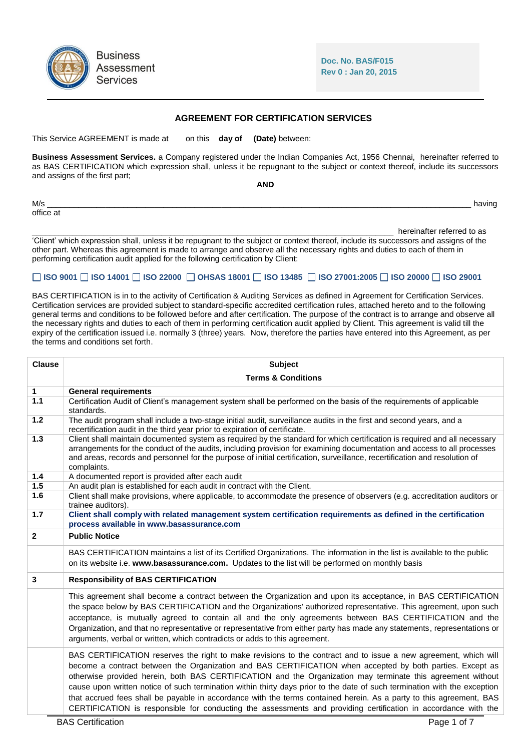Business Assessment Services

**Doc. No. BAS/F015**
**Rev 0 : Jan 20, 2015**

## AGREEMENT FOR CERTIFICATION SERVICES

This Service AGREEMENT is made at      on this **day of** **(Date)** between:

**Business Assessment Services.** a Company registered under the Indian Companies Act, 1956 Chennai, hereinafter referred to as BAS CERTIFICATION which expression shall, unless it be repugnant to the subject or context thereof, include its successors and assigns of the first part;

**AND**

M/s ______________________________________________________________________________________ having office at

______________________________________________________________________________ hereinafter referred to as 'Client' which expression shall, unless it be repugnant to the subject or context thereof, include its successors and assigns of the other part. Whereas this agreement is made to arrange and observe all the necessary rights and duties to each of them in performing certification audit applied for the following certification by Client:

☐ **ISO 9001** ☐ **ISO 14001** ☐ **ISO 22000** ☐ **OHSAS 18001** ☐ **ISO 13485** ☐ **ISO 27001:2005** ☐ **ISO 20000** ☐ **ISO 29001**

BAS CERTIFICATION is in to the activity of Certification & Auditing Services as defined in Agreement for Certification Services. Certification services are provided subject to standard-specific accredited certification rules, attached hereto and to the following general terms and conditions to be followed before and after certification. The purpose of the contract is to arrange and observe all the necessary rights and duties to each of them in performing certification audit applied by Client. This agreement is valid till the expiry of the certification issued i.e. normally 3 (three) years. Now, therefore the parties have entered into this Agreement, as per the terms and conditions set forth.

| Clause | Subject<br>Terms & Conditions |
|---|---|
| **1** | **General requirements** |
| **1.1** | Certification Audit of Client's management system shall be performed on the basis of the requirements of applicable standards. |
| **1.2** | The audit program shall include a two-stage initial audit, surveillance audits in the first and second years, and a recertification audit in the third year prior to expiration of certificate. |
| **1.3** | Client shall maintain documented system as required by the standard for which certification is required and all necessary arrangements for the conduct of the audits, including provision for examining documentation and access to all processes and areas, records and personnel for the purpose of initial certification, surveillance, recertification and resolution of complaints. |
| **1.4** | A documented report is provided after each audit |
| **1.5** | An audit plan is established for each audit in contract with the Client. |
| **1.6** | Client shall make provisions, where applicable, to accommodate the presence of observers (e.g. accreditation auditors or trainee auditors). |
| **1.7** | **Client shall comply with related management system certification requirements as defined in the certification process available in www.basassurance.com** |
| **2** | **Public Notice** |
| | BAS CERTIFICATION maintains a list of its Certified Organizations. The information in the list is available to the public on its website i.e. **www.basassurance.com.** Updates to the list will be performed on monthly basis |
| **3** | **Responsibility of BAS CERTIFICATION** |
| | This agreement shall become a contract between the Organization and upon its acceptance, in BAS CERTIFICATION the space below by BAS CERTIFICATION and the Organizations' authorized representative. This agreement, upon such acceptance, is mutually agreed to contain all and the only agreements between BAS CERTIFICATION and the Organization, and that no representative or representative from either party has made any statements, representations or arguments, verbal or written, which contradicts or adds to this agreement. |
| | BAS CERTIFICATION reserves the right to make revisions to the contract and to issue a new agreement, which will become a contract between the Organization and BAS CERTIFICATION when accepted by both parties. Except as otherwise provided herein, both BAS CERTIFICATION and the Organization may terminate this agreement without cause upon written notice of such termination within thirty days prior to the date of such termination with the exception that accrued fees shall be payable in accordance with the terms contained herein. As a party to this agreement, BAS CERTIFICATION is responsible for conducting the assessments and providing certification in accordance with the |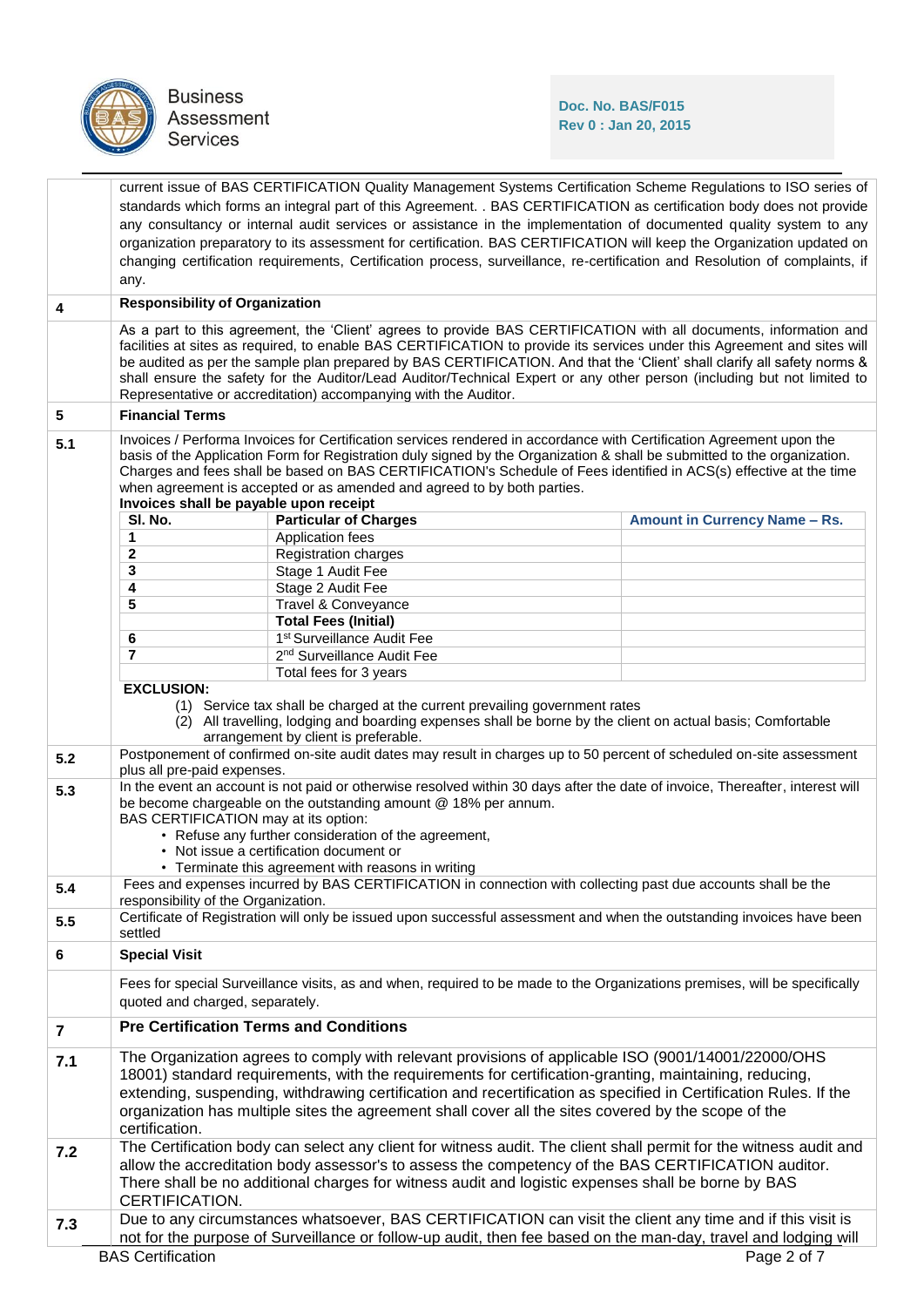current issue of BAS CERTIFICATION Quality Management Systems Certification Scheme Regulations to ISO series of standards which forms an integral part of this Agreement. . BAS CERTIFICATION as certification body does not provide any consultancy or internal audit services or assistance in the implementation of documented quality system to any organization preparatory to its assessment for certification. BAS CERTIFICATION will keep the Organization updated on changing certification requirements, Certification process, surveillance, re-certification and Resolution of complaints, if any.

## 4 Responsibility of Organization

As a part to this agreement, the 'Client' agrees to provide BAS CERTIFICATION with all documents, information and facilities at sites as required, to enable BAS CERTIFICATION to provide its services under this Agreement and sites will be audited as per the sample plan prepared by BAS CERTIFICATION. And that the 'Client' shall clarify all safety norms & shall ensure the safety for the Auditor/Lead Auditor/Technical Expert or any other person (including but not limited to Representative or accreditation) accompanying with the Auditor.

## 5 Financial Terms

**5.1** Invoices / Performa Invoices for Certification services rendered in accordance with Certification Agreement upon the basis of the Application Form for Registration duly signed by the Organization & shall be submitted to the organization. Charges and fees shall be based on BAS CERTIFICATION's Schedule of Fees identified in ACS(s) effective at the time when agreement is accepted or as amended and agreed to by both parties.

**Invoices shall be payable upon receipt**

| Sl. No. | Particular of Charges | Amount in Currency Name – Rs. |
|---|---|---|
| 1 | Application fees | |
| 2 | Registration charges | |
| 3 | Stage 1 Audit Fee | |
| 4 | Stage 2 Audit Fee | |
| 5 | Travel & Conveyance | |
| | **Total Fees (Initial)** | |
| 6 | 1st Surveillance Audit Fee | |
| 7 | 2nd Surveillance Audit Fee | |
| | Total fees for 3 years | |

**EXCLUSION:**

(1) Service tax shall be charged at the current prevailing government rates
(2) All travelling, lodging and boarding expenses shall be borne by the client on actual basis; Comfortable arrangement by client is preferable.

**5.2** Postponement of confirmed on-site audit dates may result in charges up to 50 percent of scheduled on-site assessment plus all pre-paid expenses.

**5.3** In the event an account is not paid or otherwise resolved within 30 days after the date of invoice, Thereafter, interest will be become chargeable on the outstanding amount @ 18% per annum.
BAS CERTIFICATION may at its option:

- Refuse any further consideration of the agreement,
- Not issue a certification document or
- Terminate this agreement with reasons in writing

**5.4** Fees and expenses incurred by BAS CERTIFICATION in connection with collecting past due accounts shall be the responsibility of the Organization.

**5.5** Certificate of Registration will only be issued upon successful assessment and when the outstanding invoices have been settled

## 6 Special Visit

Fees for special Surveillance visits, as and when, required to be made to the Organizations premises, will be specifically quoted and charged, separately.

## 7 Pre Certification Terms and Conditions

**7.1** The Organization agrees to comply with relevant provisions of applicable ISO (9001/14001/22000/OHS 18001) standard requirements, with the requirements for certification-granting, maintaining, reducing, extending, suspending, withdrawing certification and recertification as specified in Certification Rules. If the organization has multiple sites the agreement shall cover all the sites covered by the scope of the certification.

**7.2** The Certification body can select any client for witness audit. The client shall permit for the witness audit and allow the accreditation body assessor's to assess the competency of the BAS CERTIFICATION auditor. There shall be no additional charges for witness audit and logistic expenses shall be borne by BAS CERTIFICATION.

**7.3** Due to any circumstances whatsoever, BAS CERTIFICATION can visit the client any time and if this visit is not for the purpose of Surveillance or follow-up audit, then fee based on the man-day, travel and lodging will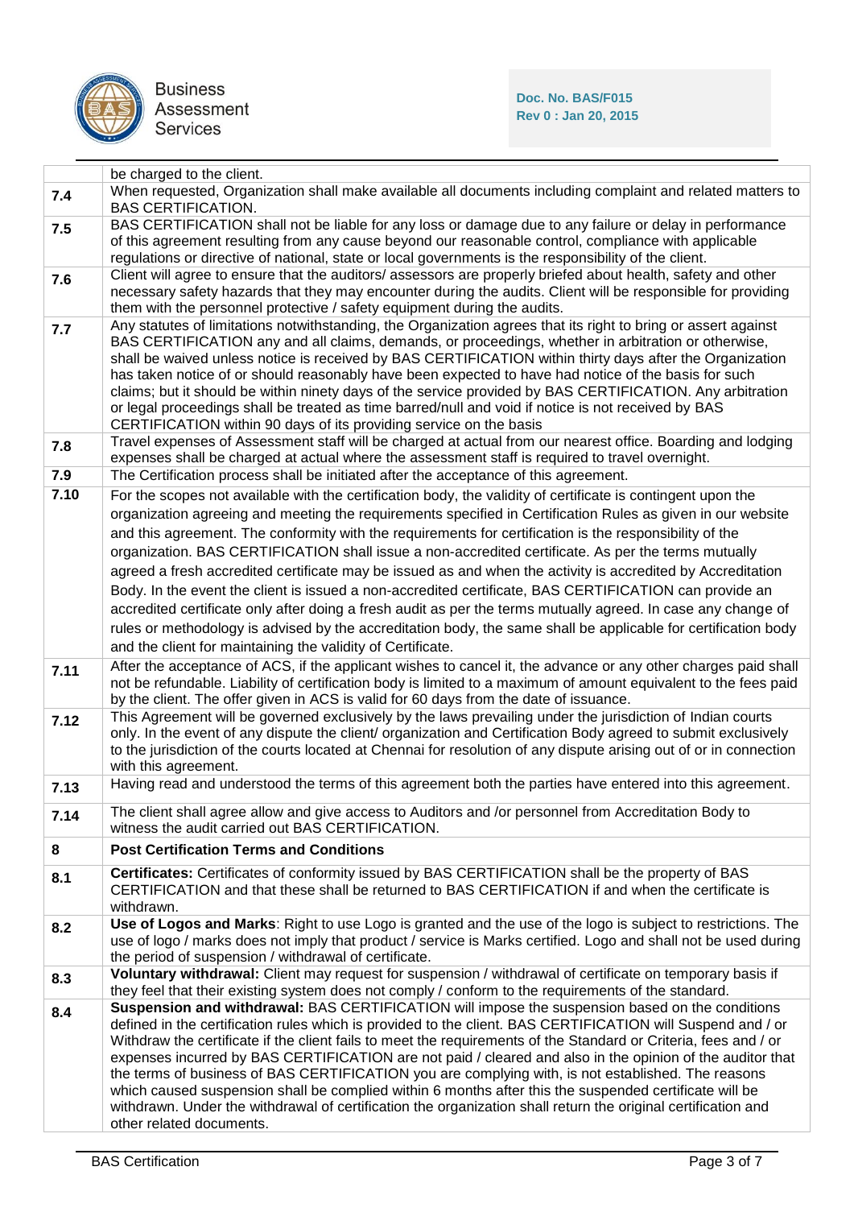| | |
|---|---|
| | be charged to the client. |
| 7.4 | When requested, Organization shall make available all documents including complaint and related matters to BAS CERTIFICATION. |
| 7.5 | BAS CERTIFICATION shall not be liable for any loss or damage due to any failure or delay in performance of this agreement resulting from any cause beyond our reasonable control, compliance with applicable regulations or directive of national, state or local governments is the responsibility of the client. |
| 7.6 | Client will agree to ensure that the auditors/ assessors are properly briefed about health, safety and other necessary safety hazards that they may encounter during the audits. Client will be responsible for providing them with the personnel protective / safety equipment during the audits. |
| 7.7 | Any statutes of limitations notwithstanding, the Organization agrees that its right to bring or assert against BAS CERTIFICATION any and all claims, demands, or proceedings, whether in arbitration or otherwise, shall be waived unless notice is received by BAS CERTIFICATION within thirty days after the Organization has taken notice of or should reasonably have been expected to have had notice of the basis for such claims; but it should be within ninety days of the service provided by BAS CERTIFICATION. Any arbitration or legal proceedings shall be treated as time barred/null and void if notice is not received by BAS CERTIFICATION within 90 days of its providing service on the basis |
| 7.8 | Travel expenses of Assessment staff will be charged at actual from our nearest office. Boarding and lodging expenses shall be charged at actual where the assessment staff is required to travel overnight. |
| 7.9 | The Certification process shall be initiated after the acceptance of this agreement. |
| 7.10 | For the scopes not available with the certification body, the validity of certificate is contingent upon the organization agreeing and meeting the requirements specified in Certification Rules as given in our website and this agreement. The conformity with the requirements for certification is the responsibility of the organization. BAS CERTIFICATION shall issue a non-accredited certificate. As per the terms mutually agreed a fresh accredited certificate may be issued as and when the activity is accredited by Accreditation Body. In the event the client is issued a non-accredited certificate, BAS CERTIFICATION can provide an accredited certificate only after doing a fresh audit as per the terms mutually agreed. In case any change of rules or methodology is advised by the accreditation body, the same shall be applicable for certification body and the client for maintaining the validity of Certificate. |
| 7.11 | After the acceptance of ACS, if the applicant wishes to cancel it, the advance or any other charges paid shall not be refundable. Liability of certification body is limited to a maximum of amount equivalent to the fees paid by the client. The offer given in ACS is valid for 60 days from the date of issuance. |
| 7.12 | This Agreement will be governed exclusively by the laws prevailing under the jurisdiction of Indian courts only. In the event of any dispute the client/ organization and Certification Body agreed to submit exclusively to the jurisdiction of the courts located at Chennai for resolution of any dispute arising out of or in connection with this agreement. |
| 7.13 | Having read and understood the terms of this agreement both the parties have entered into this agreement. |
| 7.14 | The client shall agree allow and give access to Auditors and /or personnel from Accreditation Body to witness the audit carried out BAS CERTIFICATION. |
| **8** | **Post Certification Terms and Conditions** |
| 8.1 | **Certificates:** Certificates of conformity issued by BAS CERTIFICATION shall be the property of BAS CERTIFICATION and that these shall be returned to BAS CERTIFICATION if and when the certificate is withdrawn. |
| 8.2 | **Use of Logos and Marks**: Right to use Logo is granted and the use of the logo is subject to restrictions. The use of logo / marks does not imply that product / service is Marks certified. Logo and shall not be used during the period of suspension / withdrawal of certificate. |
| 8.3 | **Voluntary withdrawal:** Client may request for suspension / withdrawal of certificate on temporary basis if they feel that their existing system does not comply / conform to the requirements of the standard. |
| 8.4 | **Suspension and withdrawal:** BAS CERTIFICATION will impose the suspension based on the conditions defined in the certification rules which is provided to the client. BAS CERTIFICATION will Suspend and / or Withdraw the certificate if the client fails to meet the requirements of the Standard or Criteria, fees and / or expenses incurred by BAS CERTIFICATION are not paid / cleared and also in the opinion of the auditor that the terms of business of BAS CERTIFICATION you are complying with, is not established. The reasons which caused suspension shall be complied within 6 months after this the suspended certificate will be withdrawn. Under the withdrawal of certification the organization shall return the original certification and other related documents. |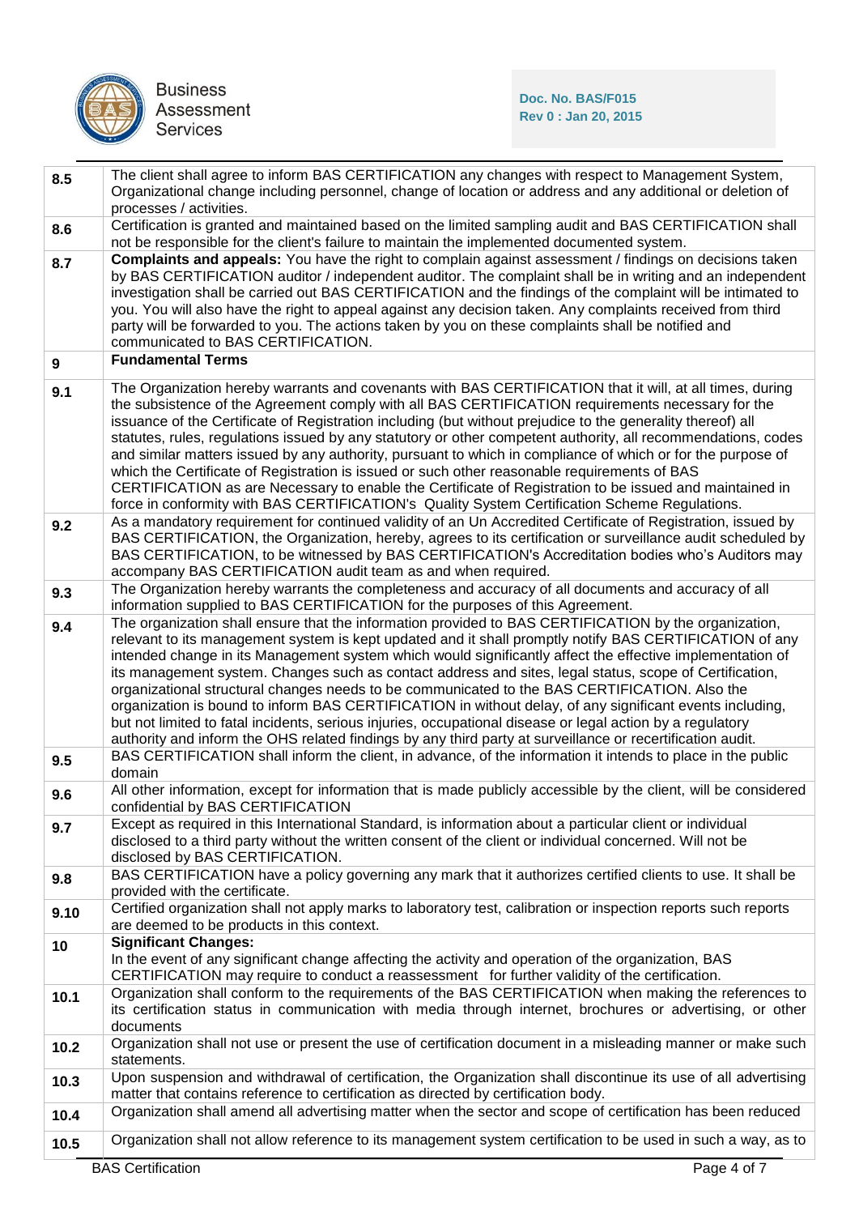| | |
|---|---|
| **8.5** | The client shall agree to inform BAS CERTIFICATION any changes with respect to Management System, Organizational change including personnel, change of location or address and any additional or deletion of processes / activities. |
| **8.6** | Certification is granted and maintained based on the limited sampling audit and BAS CERTIFICATION shall not be responsible for the client's failure to maintain the implemented documented system. |
| **8.7** | **Complaints and appeals:** You have the right to complain against assessment / findings on decisions taken by BAS CERTIFICATION auditor / independent auditor. The complaint shall be in writing and an independent investigation shall be carried out BAS CERTIFICATION and the findings of the complaint will be intimated to you. You will also have the right to appeal against any decision taken. Any complaints received from third party will be forwarded to you. The actions taken by you on these complaints shall be notified and communicated to BAS CERTIFICATION. |
| **9** | **Fundamental Terms** |
| **9.1** | The Organization hereby warrants and covenants with BAS CERTIFICATION that it will, at all times, during the subsistence of the Agreement comply with all BAS CERTIFICATION requirements necessary for the issuance of the Certificate of Registration including (but without prejudice to the generality thereof) all statutes, rules, regulations issued by any statutory or other competent authority, all recommendations, codes and similar matters issued by any authority, pursuant to which in compliance of which or for the purpose of which the Certificate of Registration is issued or such other reasonable requirements of BAS CERTIFICATION as are Necessary to enable the Certificate of Registration to be issued and maintained in force in conformity with BAS CERTIFICATION's Quality System Certification Scheme Regulations. |
| **9.2** | As a mandatory requirement for continued validity of an Un Accredited Certificate of Registration, issued by BAS CERTIFICATION, the Organization, hereby, agrees to its certification or surveillance audit scheduled by BAS CERTIFICATION, to be witnessed by BAS CERTIFICATION's Accreditation bodies who's Auditors may accompany BAS CERTIFICATION audit team as and when required. |
| **9.3** | The Organization hereby warrants the completeness and accuracy of all documents and accuracy of all information supplied to BAS CERTIFICATION for the purposes of this Agreement. |
| **9.4** | The organization shall ensure that the information provided to BAS CERTIFICATION by the organization, relevant to its management system is kept updated and it shall promptly notify BAS CERTIFICATION of any intended change in its Management system which would significantly affect the effective implementation of its management system. Changes such as contact address and sites, legal status, scope of Certification, organizational structural changes needs to be communicated to the BAS CERTIFICATION. Also the organization is bound to inform BAS CERTIFICATION in without delay, of any significant events including, but not limited to fatal incidents, serious injuries, occupational disease or legal action by a regulatory authority and inform the OHS related findings by any third party at surveillance or recertification audit. |
| **9.5** | BAS CERTIFICATION shall inform the client, in advance, of the information it intends to place in the public domain |
| **9.6** | All other information, except for information that is made publicly accessible by the client, will be considered confidential by BAS CERTIFICATION |
| **9.7** | Except as required in this International Standard, is information about a particular client or individual disclosed to a third party without the written consent of the client or individual concerned. Will not be disclosed by BAS CERTIFICATION. |
| **9.8** | BAS CERTIFICATION have a policy governing any mark that it authorizes certified clients to use. It shall be provided with the certificate. |
| **9.10** | Certified organization shall not apply marks to laboratory test, calibration or inspection reports such reports are deemed to be products in this context. |
| **10** | **Significant Changes:**<br>In the event of any significant change affecting the activity and operation of the organization, BAS CERTIFICATION may require to conduct a reassessment for further validity of the certification. |
| **10.1** | Organization shall conform to the requirements of the BAS CERTIFICATION when making the references to its certification status in communication with media through internet, brochures or advertising, or other documents |
| **10.2** | Organization shall not use or present the use of certification document in a misleading manner or make such statements. |
| **10.3** | Upon suspension and withdrawal of certification, the Organization shall discontinue its use of all advertising matter that contains reference to certification as directed by certification body. |
| **10.4** | Organization shall amend all advertising matter when the sector and scope of certification has been reduced |
| **10.5** | Organization shall not allow reference to its management system certification to be used in such a way, as to |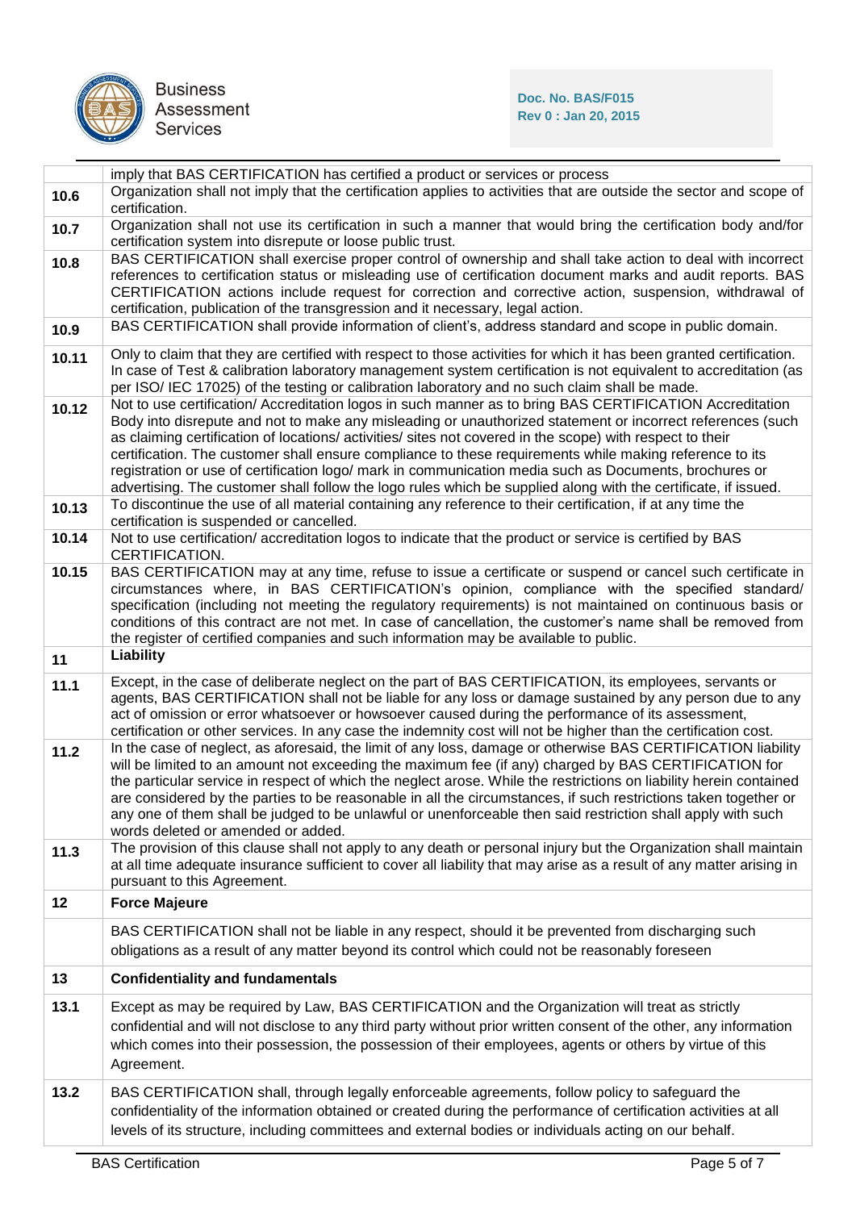| | |
|---|---|
| | imply that BAS CERTIFICATION has certified a product or services or process |
| **10.6** | Organization shall not imply that the certification applies to activities that are outside the sector and scope of certification. |
| **10.7** | Organization shall not use its certification in such a manner that would bring the certification body and/for certification system into disrepute or loose public trust. |
| **10.8** | BAS CERTIFICATION shall exercise proper control of ownership and shall take action to deal with incorrect references to certification status or misleading use of certification document marks and audit reports. BAS CERTIFICATION actions include request for correction and corrective action, suspension, withdrawal of certification, publication of the transgression and it necessary, legal action. |
| **10.9** | BAS CERTIFICATION shall provide information of client's, address standard and scope in public domain. |
| **10.11** | Only to claim that they are certified with respect to those activities for which it has been granted certification. In case of Test & calibration laboratory management system certification is not equivalent to accreditation (as per ISO/ IEC 17025) of the testing or calibration laboratory and no such claim shall be made. |
| **10.12** | Not to use certification/ Accreditation logos in such manner as to bring BAS CERTIFICATION Accreditation Body into disrepute and not to make any misleading or unauthorized statement or incorrect references (such as claiming certification of locations/ activities/ sites not covered in the scope) with respect to their certification. The customer shall ensure compliance to these requirements while making reference to its registration or use of certification logo/ mark in communication media such as Documents, brochures or advertising. The customer shall follow the logo rules which be supplied along with the certificate, if issued. |
| **10.13** | To discontinue the use of all material containing any reference to their certification, if at any time the certification is suspended or cancelled. |
| **10.14** | Not to use certification/ accreditation logos to indicate that the product or service is certified by BAS CERTIFICATION. |
| **10.15** | BAS CERTIFICATION may at any time, refuse to issue a certificate or suspend or cancel such certificate in circumstances where, in BAS CERTIFICATION's opinion, compliance with the specified standard/ specification (including not meeting the regulatory requirements) is not maintained on continuous basis or conditions of this contract are not met. In case of cancellation, the customer's name shall be removed from the register of certified companies and such information may be available to public. |
| **11** | **Liability** |
| **11.1** | Except, in the case of deliberate neglect on the part of BAS CERTIFICATION, its employees, servants or agents, BAS CERTIFICATION shall not be liable for any loss or damage sustained by any person due to any act of omission or error whatsoever or howsoever caused during the performance of its assessment, certification or other services. In any case the indemnity cost will not be higher than the certification cost. |
| **11.2** | In the case of neglect, as aforesaid, the limit of any loss, damage or otherwise BAS CERTIFICATION liability will be limited to an amount not exceeding the maximum fee (if any) charged by BAS CERTIFICATION for the particular service in respect of which the neglect arose. While the restrictions on liability herein contained are considered by the parties to be reasonable in all the circumstances, if such restrictions taken together or any one of them shall be judged to be unlawful or unenforceable then said restriction shall apply with such words deleted or amended or added. |
| **11.3** | The provision of this clause shall not apply to any death or personal injury but the Organization shall maintain at all time adequate insurance sufficient to cover all liability that may arise as a result of any matter arising in pursuant to this Agreement. |
| **12** | **Force Majeure** |
| | BAS CERTIFICATION shall not be liable in any respect, should it be prevented from discharging such obligations as a result of any matter beyond its control which could not be reasonably foreseen |
| **13** | **Confidentiality and fundamentals** |
| **13.1** | Except as may be required by Law, BAS CERTIFICATION and the Organization will treat as strictly confidential and will not disclose to any third party without prior written consent of the other, any information which comes into their possession, the possession of their employees, agents or others by virtue of this Agreement. |
| **13.2** | BAS CERTIFICATION shall, through legally enforceable agreements, follow policy to safeguard the confidentiality of the information obtained or created during the performance of certification activities at all levels of its structure, including committees and external bodies or individuals acting on our behalf. |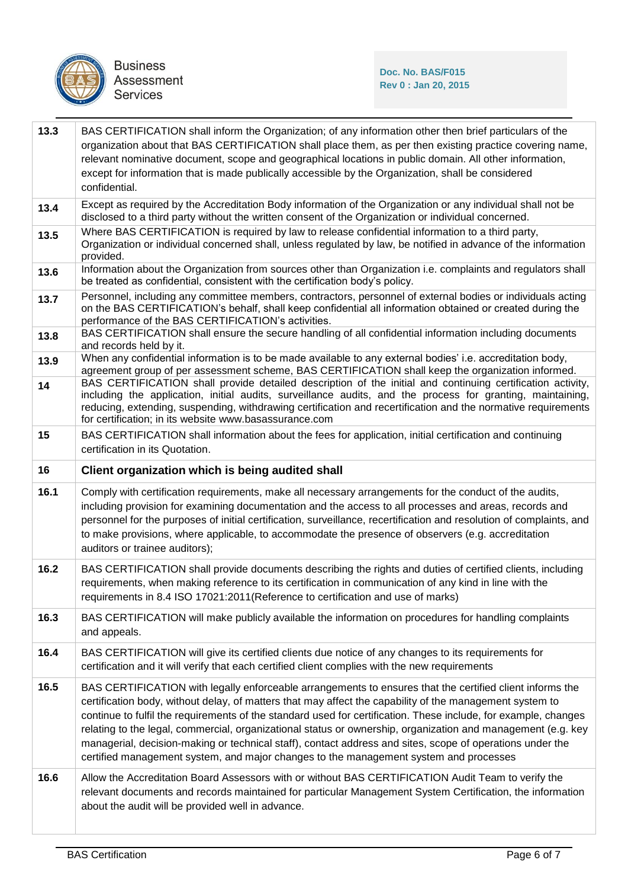| | |
|---|---|
| **13.3** | BAS CERTIFICATION shall inform the Organization; of any information other then brief particulars of the organization about that BAS CERTIFICATION shall place them, as per then existing practice covering name, relevant nominative document, scope and geographical locations in public domain. All other information, except for information that is made publically accessible by the Organization, shall be considered confidential. |
| **13.4** | Except as required by the Accreditation Body information of the Organization or any individual shall not be disclosed to a third party without the written consent of the Organization or individual concerned. |
| **13.5** | Where BAS CERTIFICATION is required by law to release confidential information to a third party, Organization or individual concerned shall, unless regulated by law, be notified in advance of the information provided. |
| **13.6** | Information about the Organization from sources other than Organization i.e. complaints and regulators shall be treated as confidential, consistent with the certification body's policy. |
| **13.7** | Personnel, including any committee members, contractors, personnel of external bodies or individuals acting on the BAS CERTIFICATION's behalf, shall keep confidential all information obtained or created during the performance of the BAS CERTIFICATION's activities. |
| **13.8** | BAS CERTIFICATION shall ensure the secure handling of all confidential information including documents and records held by it. |
| **13.9** | When any confidential information is to be made available to any external bodies' i.e. accreditation body, agreement group of per assessment scheme, BAS CERTIFICATION shall keep the organization informed. |
| **14** | BAS CERTIFICATION shall provide detailed description of the initial and continuing certification activity, including the application, initial audits, surveillance audits, and the process for granting, maintaining, reducing, extending, suspending, withdrawing certification and recertification and the normative requirements for certification; in its website www.basassurance.com |
| **15** | BAS CERTIFICATION shall information about the fees for application, initial certification and continuing certification in its Quotation. |
| **16** | **Client organization which is being audited shall** |
| **16.1** | Comply with certification requirements, make all necessary arrangements for the conduct of the audits, including provision for examining documentation and the access to all processes and areas, records and personnel for the purposes of initial certification, surveillance, recertification and resolution of complaints, and to make provisions, where applicable, to accommodate the presence of observers (e.g. accreditation auditors or trainee auditors); |
| **16.2** | BAS CERTIFICATION shall provide documents describing the rights and duties of certified clients, including requirements, when making reference to its certification in communication of any kind in line with the requirements in 8.4 ISO 17021:2011(Reference to certification and use of marks) |
| **16.3** | BAS CERTIFICATION will make publicly available the information on procedures for handling complaints and appeals. |
| **16.4** | BAS CERTIFICATION will give its certified clients due notice of any changes to its requirements for certification and it will verify that each certified client complies with the new requirements |
| **16.5** | BAS CERTIFICATION with legally enforceable arrangements to ensures that the certified client informs the certification body, without delay, of matters that may affect the capability of the management system to continue to fulfil the requirements of the standard used for certification. These include, for example, changes relating to the legal, commercial, organizational status or ownership, organization and management (e.g. key managerial, decision-making or technical staff), contact address and sites, scope of operations under the certified management system, and major changes to the management system and processes |
| **16.6** | Allow the Accreditation Board Assessors with or without BAS CERTIFICATION Audit Team to verify the relevant documents and records maintained for particular Management System Certification, the information about the audit will be provided well in advance. |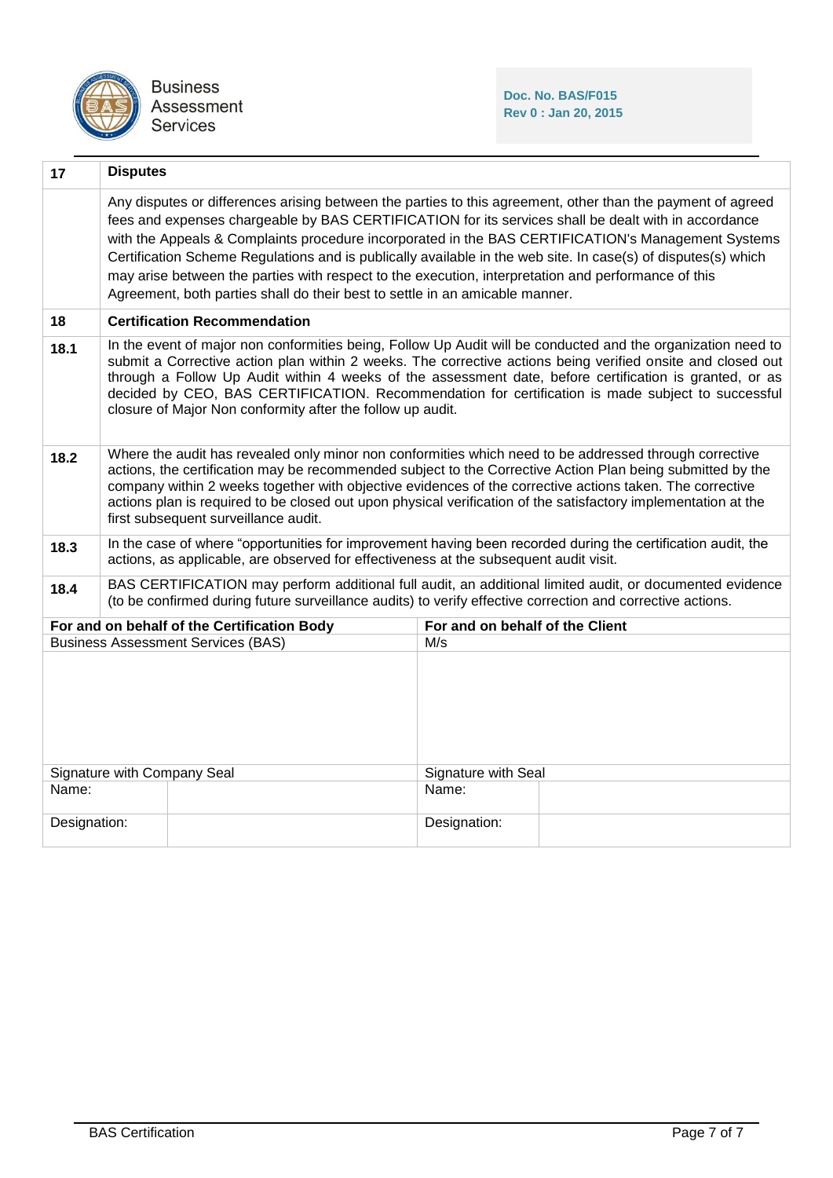| | |
|---|---|
| **17** | **Disputes** |
| | Any disputes or differences arising between the parties to this agreement, other than the payment of agreed fees and expenses chargeable by BAS CERTIFICATION for its services shall be dealt with in accordance with the Appeals & Complaints procedure incorporated in the BAS CERTIFICATION's Management Systems Certification Scheme Regulations and is publically available in the web site. In case(s) of disputes(s) which may arise between the parties with respect to the execution, interpretation and performance of this Agreement, both parties shall do their best to settle in an amicable manner. |
| **18** | **Certification Recommendation** |
| **18.1** | In the event of major non conformities being, Follow Up Audit will be conducted and the organization need to submit a Corrective action plan within 2 weeks. The corrective actions being verified onsite and closed out through a Follow Up Audit within 4 weeks of the assessment date, before certification is granted, or as decided by CEO, BAS CERTIFICATION. Recommendation for certification is made subject to successful closure of Major Non conformity after the follow up audit. |
| **18.2** | Where the audit has revealed only minor non conformities which need to be addressed through corrective actions, the certification may be recommended subject to the Corrective Action Plan being submitted by the company within 2 weeks together with objective evidences of the corrective actions taken. The corrective actions plan is required to be closed out upon physical verification of the satisfactory implementation at the first subsequent surveillance audit. |
| **18.3** | In the case of where "opportunities for improvement having been recorded during the certification audit, the actions, as applicable, are observed for effectiveness at the subsequent audit visit. |
| **18.4** | BAS CERTIFICATION may perform additional full audit, an additional limited audit, or documented evidence (to be confirmed during future surveillance audits) to verify effective correction and corrective actions. |

| **For and on behalf of the Certification Body** | | **For and on behalf of the Client** | |
|---|---|---|---|
| Business Assessment Services (BAS) | | M/s | |
| | | | |
| Signature with Company Seal | | Signature with Seal | |
| Name: | | Name: | |
| Designation: | | Designation: | |